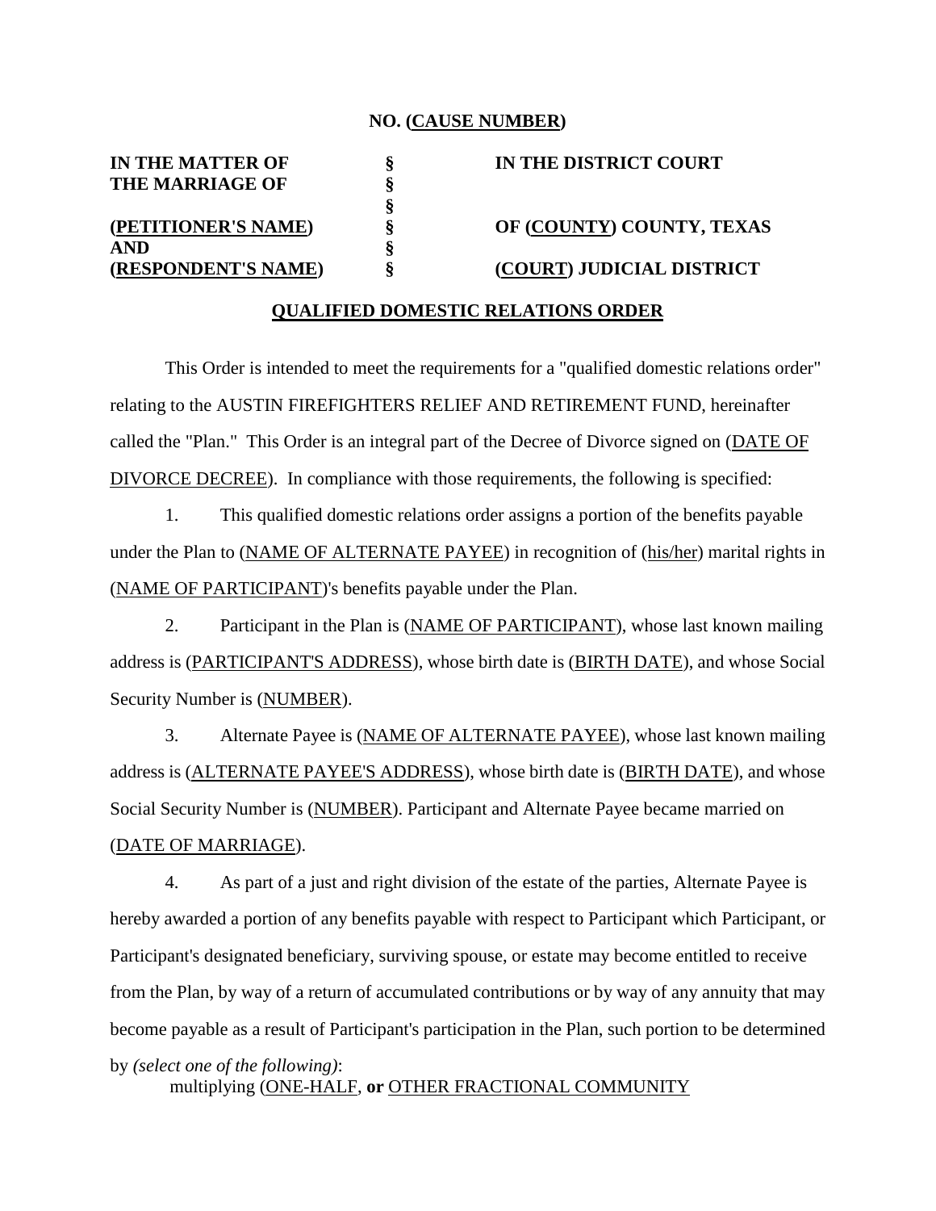**NO. (<u>CAUSE NUMBER</u>)**

| | | |
|---|---|---|
| **IN THE MATTER OF** | **§** | **IN THE DISTRICT COURT** |
| **THE MARRIAGE OF** | **§** | |
| | **§** | |
| **(<u>PETITIONER'S NAME</u>)** | **§** | **OF (<u>COUNTY</u>) COUNTY, TEXAS** |
| **AND** | **§** | |
| **(<u>RESPONDENT'S NAME</u>)** | **§** | **(<u>COURT</u>) JUDICIAL DISTRICT** |

**<u>QUALIFIED DOMESTIC RELATIONS ORDER</u>**

This Order is intended to meet the requirements for a "qualified domestic relations order" relating to the AUSTIN FIREFIGHTERS RELIEF AND RETIREMENT FUND, hereinafter called the "Plan." This Order is an integral part of the Decree of Divorce signed on (<u>DATE OF DIVORCE DECREE</u>). In compliance with those requirements, the following is specified:

1. This qualified domestic relations order assigns a portion of the benefits payable under the Plan to (<u>NAME OF ALTERNATE PAYEE</u>) in recognition of (<u>his/her</u>) marital rights in (<u>NAME OF PARTICIPANT</u>)'s benefits payable under the Plan.

2. Participant in the Plan is (<u>NAME OF PARTICIPANT</u>), whose last known mailing address is (<u>PARTICIPANT'S ADDRESS</u>), whose birth date is (<u>BIRTH DATE</u>), and whose Social Security Number is (<u>NUMBER</u>).

3. Alternate Payee is (<u>NAME OF ALTERNATE PAYEE</u>), whose last known mailing address is (<u>ALTERNATE PAYEE'S ADDRESS</u>), whose birth date is (<u>BIRTH DATE</u>), and whose Social Security Number is (<u>NUMBER</u>). Participant and Alternate Payee became married on (<u>DATE OF MARRIAGE</u>).

4. As part of a just and right division of the estate of the parties, Alternate Payee is hereby awarded a portion of any benefits payable with respect to Participant which Participant, or Participant's designated beneficiary, surviving spouse, or estate may become entitled to receive from the Plan, by way of a return of accumulated contributions or by way of any annuity that may become payable as a result of Participant's participation in the Plan, such portion to be determined by *(select one of the following)*:

multiplying (<u>ONE-HALF</u>, **or** <u>OTHER FRACTIONAL COMMUNITY</u>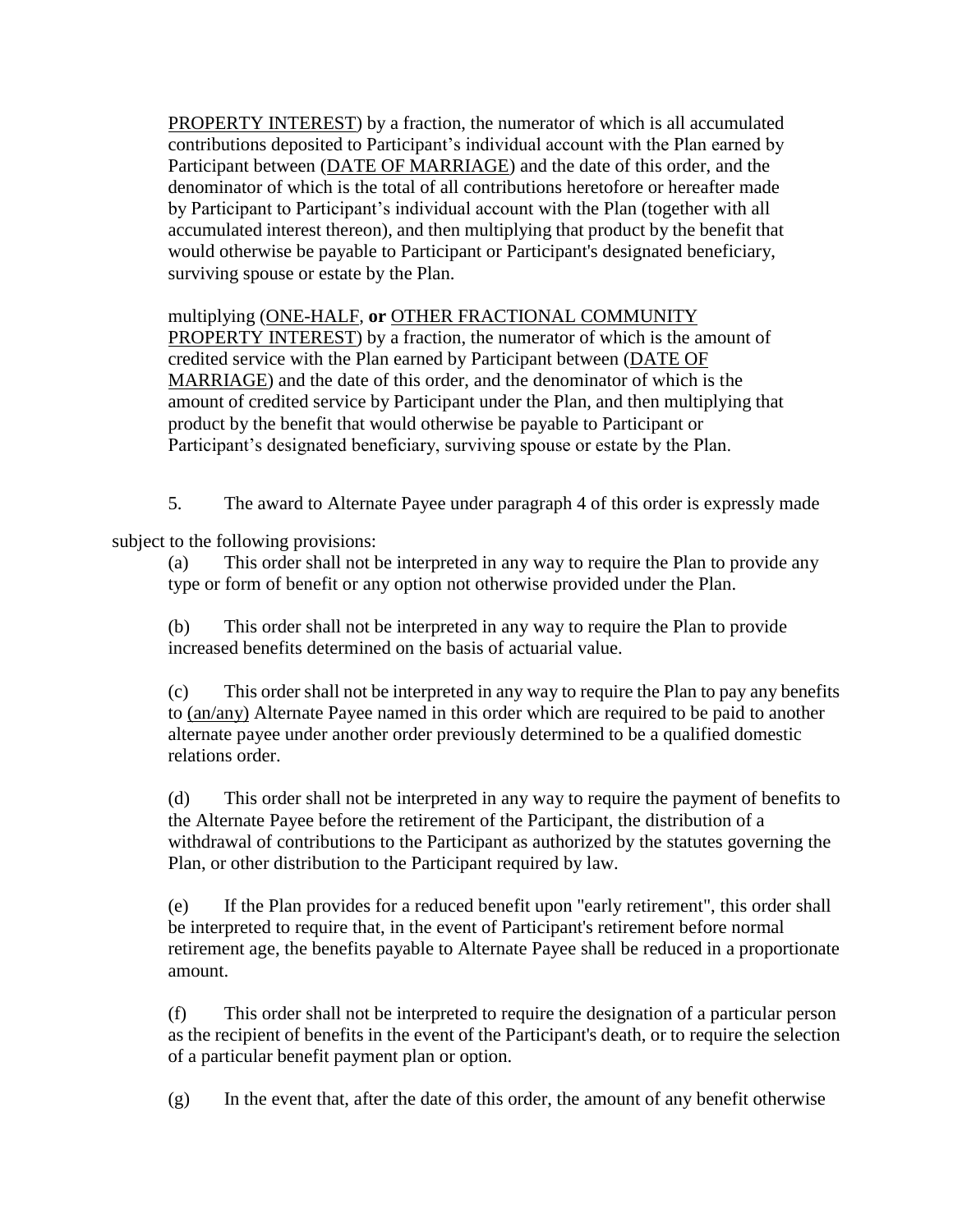PROPERTY INTEREST) by a fraction, the numerator of which is all accumulated contributions deposited to Participant's individual account with the Plan earned by Participant between (DATE OF MARRIAGE) and the date of this order, and the denominator of which is the total of all contributions heretofore or hereafter made by Participant to Participant's individual account with the Plan (together with all accumulated interest thereon), and then multiplying that product by the benefit that would otherwise be payable to Participant or Participant's designated beneficiary, surviving spouse or estate by the Plan.

multiplying (ONE-HALF, **or** OTHER FRACTIONAL COMMUNITY PROPERTY INTEREST) by a fraction, the numerator of which is the amount of credited service with the Plan earned by Participant between (DATE OF MARRIAGE) and the date of this order, and the denominator of which is the amount of credited service by Participant under the Plan, and then multiplying that product by the benefit that would otherwise be payable to Participant or Participant's designated beneficiary, surviving spouse or estate by the Plan.

5. The award to Alternate Payee under paragraph 4 of this order is expressly made subject to the following provisions:

(a) This order shall not be interpreted in any way to require the Plan to provide any type or form of benefit or any option not otherwise provided under the Plan.

(b) This order shall not be interpreted in any way to require the Plan to provide increased benefits determined on the basis of actuarial value.

(c) This order shall not be interpreted in any way to require the Plan to pay any benefits to (an/any) Alternate Payee named in this order which are required to be paid to another alternate payee under another order previously determined to be a qualified domestic relations order.

(d) This order shall not be interpreted in any way to require the payment of benefits to the Alternate Payee before the retirement of the Participant, the distribution of a withdrawal of contributions to the Participant as authorized by the statutes governing the Plan, or other distribution to the Participant required by law.

(e) If the Plan provides for a reduced benefit upon "early retirement", this order shall be interpreted to require that, in the event of Participant's retirement before normal retirement age, the benefits payable to Alternate Payee shall be reduced in a proportionate amount.

(f) This order shall not be interpreted to require the designation of a particular person as the recipient of benefits in the event of the Participant's death, or to require the selection of a particular benefit payment plan or option.

(g) In the event that, after the date of this order, the amount of any benefit otherwise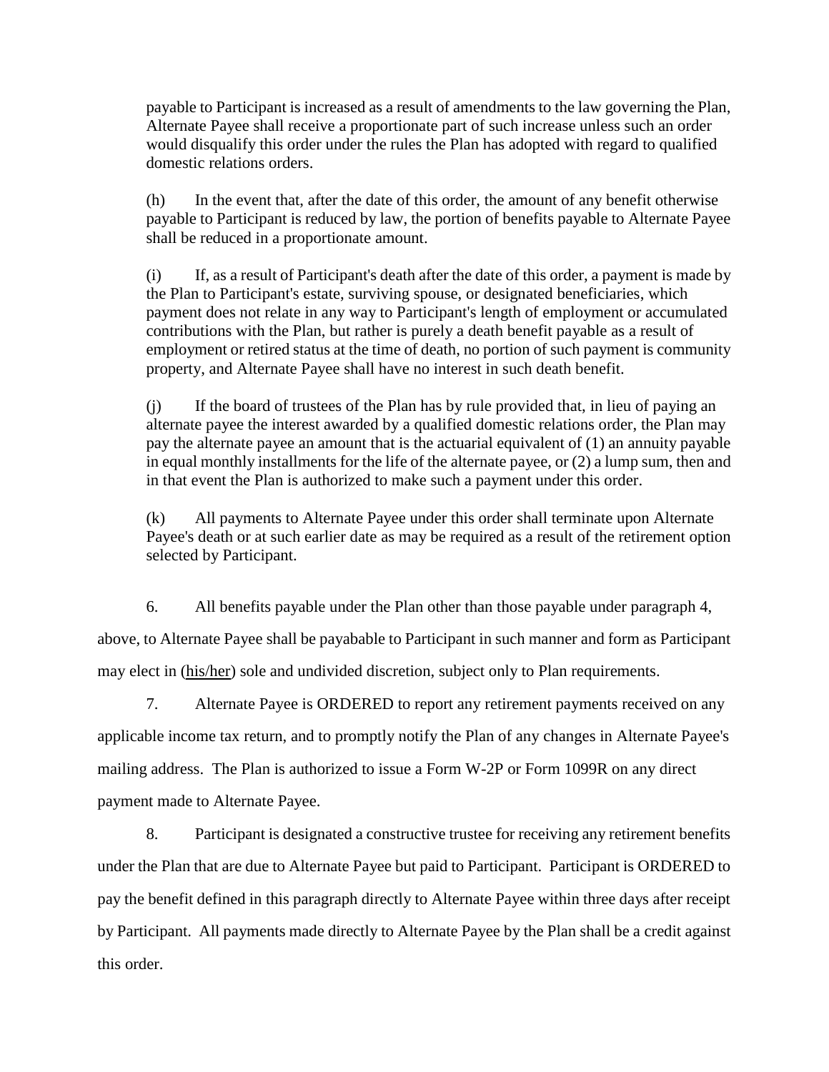payable to Participant is increased as a result of amendments to the law governing the Plan, Alternate Payee shall receive a proportionate part of such increase unless such an order would disqualify this order under the rules the Plan has adopted with regard to qualified domestic relations orders.

(h) In the event that, after the date of this order, the amount of any benefit otherwise payable to Participant is reduced by law, the portion of benefits payable to Alternate Payee shall be reduced in a proportionate amount.

(i) If, as a result of Participant's death after the date of this order, a payment is made by the Plan to Participant's estate, surviving spouse, or designated beneficiaries, which payment does not relate in any way to Participant's length of employment or accumulated contributions with the Plan, but rather is purely a death benefit payable as a result of employment or retired status at the time of death, no portion of such payment is community property, and Alternate Payee shall have no interest in such death benefit.

(j) If the board of trustees of the Plan has by rule provided that, in lieu of paying an alternate payee the interest awarded by a qualified domestic relations order, the Plan may pay the alternate payee an amount that is the actuarial equivalent of (1) an annuity payable in equal monthly installments for the life of the alternate payee, or (2) a lump sum, then and in that event the Plan is authorized to make such a payment under this order.

(k) All payments to Alternate Payee under this order shall terminate upon Alternate Payee's death or at such earlier date as may be required as a result of the retirement option selected by Participant.

6. All benefits payable under the Plan other than those payable under paragraph 4, above, to Alternate Payee shall be payabable to Participant in such manner and form as Participant may elect in (his/her) sole and undivided discretion, subject only to Plan requirements.

7. Alternate Payee is ORDERED to report any retirement payments received on any applicable income tax return, and to promptly notify the Plan of any changes in Alternate Payee's mailing address. The Plan is authorized to issue a Form W-2P or Form 1099R on any direct payment made to Alternate Payee.

8. Participant is designated a constructive trustee for receiving any retirement benefits under the Plan that are due to Alternate Payee but paid to Participant. Participant is ORDERED to pay the benefit defined in this paragraph directly to Alternate Payee within three days after receipt by Participant. All payments made directly to Alternate Payee by the Plan shall be a credit against this order.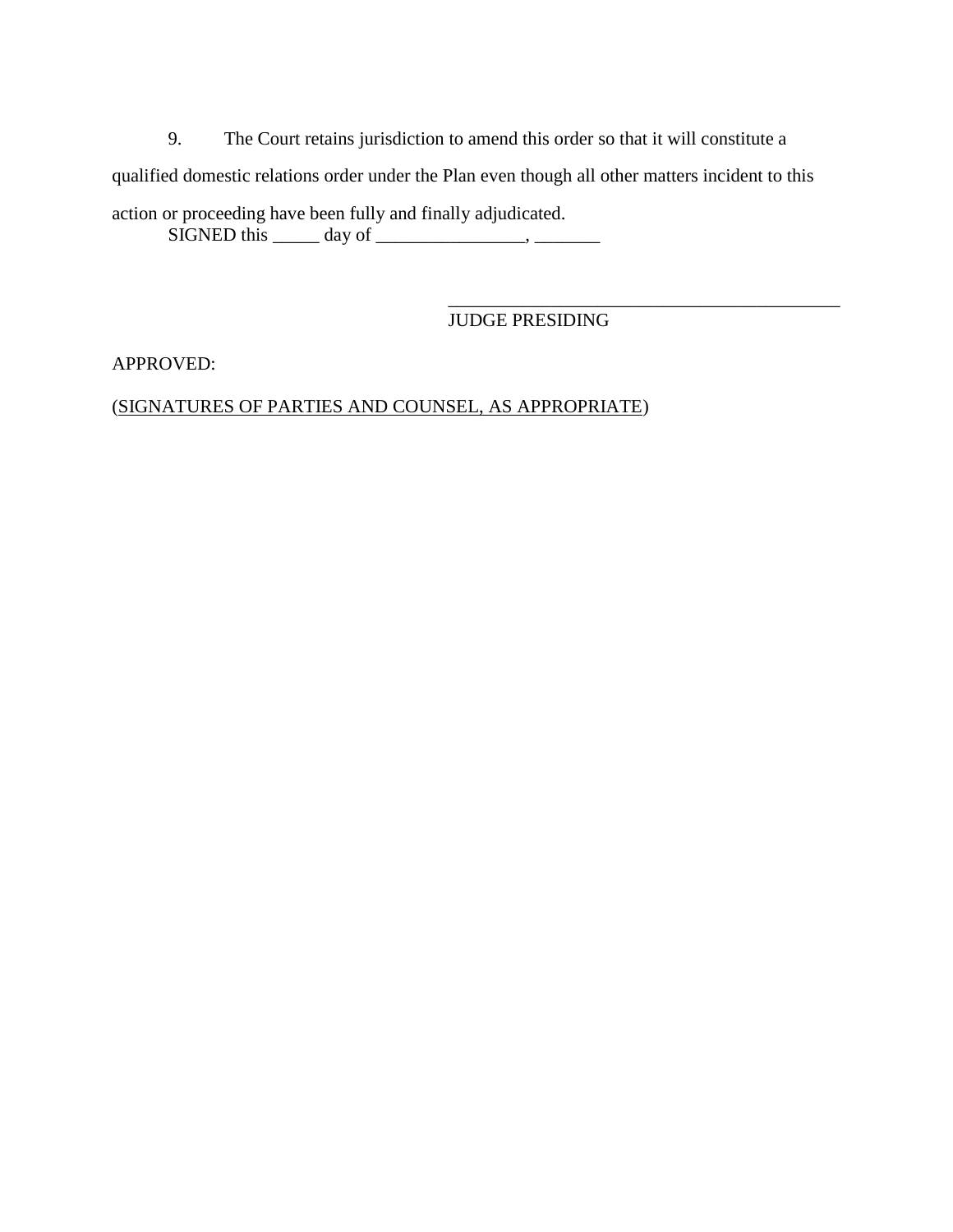9. The Court retains jurisdiction to amend this order so that it will constitute a qualified domestic relations order under the Plan even though all other matters incident to this action or proceeding have been fully and finally adjudicated.

SIGNED this _____ day of ________________, _______

_____________________________________________
JUDGE PRESIDING

APPROVED:

(SIGNATURES OF PARTIES AND COUNSEL, AS APPROPRIATE)